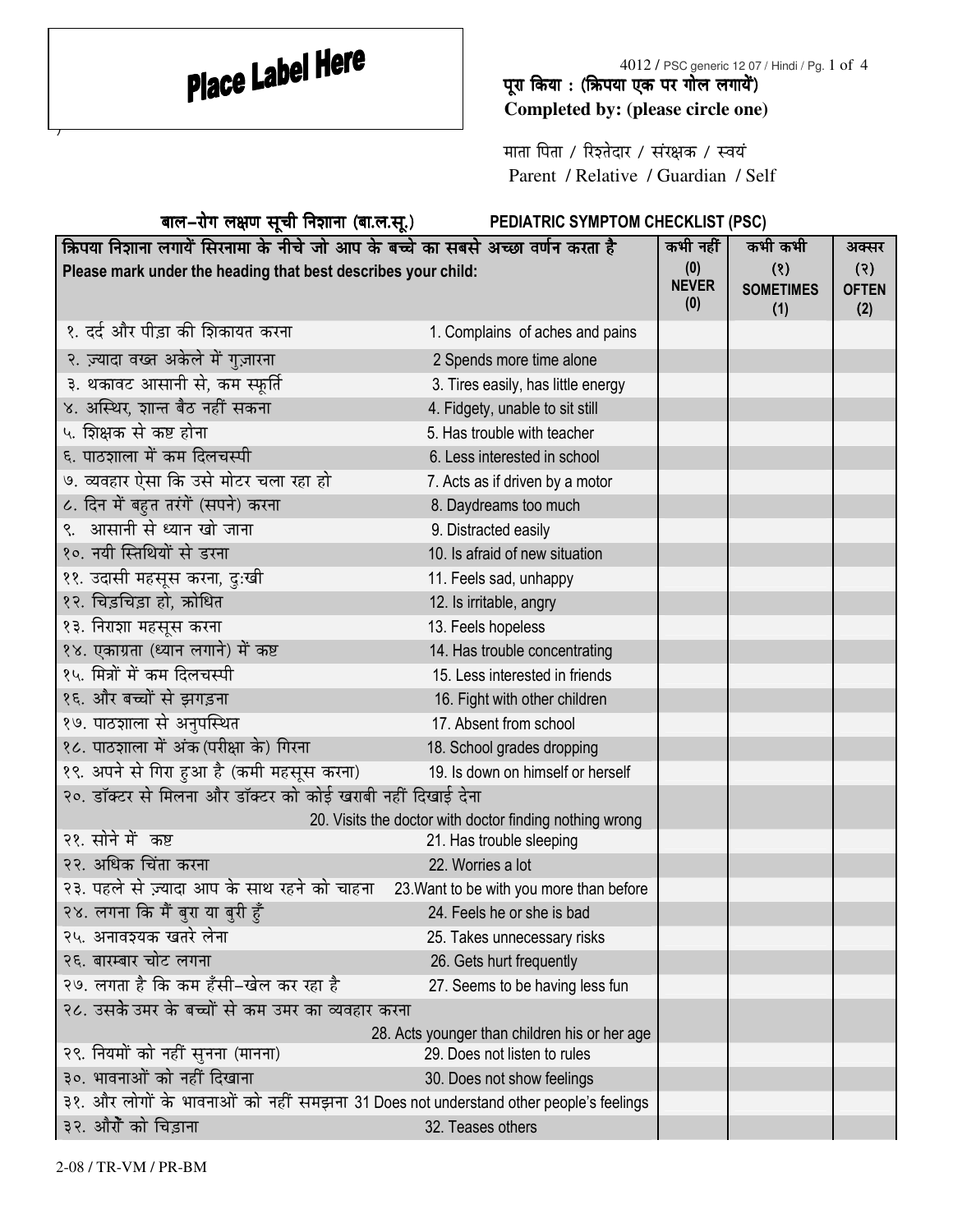Place Label Here

पूरा किया : (क्रिपया एक पर गोल लगायें)
**Completed by: (please circle one)**

माता पिता / रिश्तेदार / संरक्षक / स्वयं
Parent / Relative / Guardian / Self

## बाल–रोग लक्षण सूची निशाना (बा.ल.सू.) PEDIATRIC SYMPTOM CHECKLIST (PSC)

| क्रिपया निशाना लगायें सिरनामा के नीचे जो आप के बच्चे का सबसे अच्छा वर्णन करता है<br>**Please mark under the heading that best describes your child:** | | कभी नहीं (0) NEVER (0) | कभी कभी (१) SOMETIMES (1) | अक्सर (२) OFTEN (2) |
|---|---|---|---|---|
| १. दर्द और पीड़ा की शिकायत करना | 1. Complains of aches and pains | | | |
| २. ज़्यादा वख्त अकेले में गुज़ारना | 2 Spends more time alone | | | |
| ३. थकावट आसानी से, कम स्फूर्ति | 3. Tires easily, has little energy | | | |
| ४. अस्थिर, शान्त बैठ नहीं सकना | 4. Fidgety, unable to sit still | | | |
| ५. शिक्षक से कष्ट होना | 5. Has trouble with teacher | | | |
| ६. पाठशाला में कम दिलचस्पी | 6. Less interested in school | | | |
| ७. व्यवहार ऐसा कि उसे मोटर चला रहा हो | 7. Acts as if driven by a motor | | | |
| ८. दिन में बहुत तरंगें (सपने) करना | 8. Daydreams too much | | | |
| ९. आसानी से ध्यान खो जाना | 9. Distracted easily | | | |
| १०. नयी स्तिथियों से डरना | 10. Is afraid of new situation | | | |
| ११. उदासी महसूस करना, दुःखी | 11. Feels sad, unhappy | | | |
| १२. चिड़चिड़ा हो, क्रोधित | 12. Is irritable, angry | | | |
| १३. निराशा महसूस करना | 13. Feels hopeless | | | |
| १४. एकाग्रता (ध्यान लगाने) में कष्ट | 14. Has trouble concentrating | | | |
| १५. मित्रों में कम दिलचस्पी | 15. Less interested in friends | | | |
| १६. और बच्चों से झगड़ना | 16. Fight with other children | | | |
| १७. पाठशाला से अनुपस्थित | 17. Absent from school | | | |
| १८. पाठशाला में अंक (परीक्षा के) गिरना | 18. School grades dropping | | | |
| १९. अपने से गिरा हुआ है (कमी महसूस करना) | 19. Is down on himself or herself | | | |
| २०. डॉक्टर से मिलना और डॉक्टर को कोई खराबी नहीं दिखाई देना | 20. Visits the doctor with doctor finding nothing wrong | | | |
| २१. सोने में कष्ट | 21. Has trouble sleeping | | | |
| २२. अधिक चिंता करना | 22. Worries a lot | | | |
| २३. पहले से ज़्यादा आप के साथ रहने को चाहना | 23.Want to be with you more than before | | | |
| २४. लगना कि मैं बुरा या बुरी हुँ | 24. Feels he or she is bad | | | |
| २५. अनावश्यक खतरे लेना | 25. Takes unnecessary risks | | | |
| २६. बारम्बार चोट लगना | 26. Gets hurt frequently | | | |
| २७. लगता है कि कम हँसी–खेल कर रहा है | 27. Seems to be having less fun | | | |
| २८. उसके उमर के बच्चों से कम उमर का व्यवहार करना | 28. Acts younger than children his or her age | | | |
| २९. नियमों को नहीं सुनना (मानना) | 29. Does not listen to rules | | | |
| ३०. भावनाओं को नहीं दिखाना | 30. Does not show feelings | | | |
| ३१. और लोगों के भावनाओं को नहीं समझना | 31 Does not understand other people's feelings | | | |
| ३२. औरों को चिड़ाना | 32. Teases others | | | |

2-08 / TR-VM / PR-BM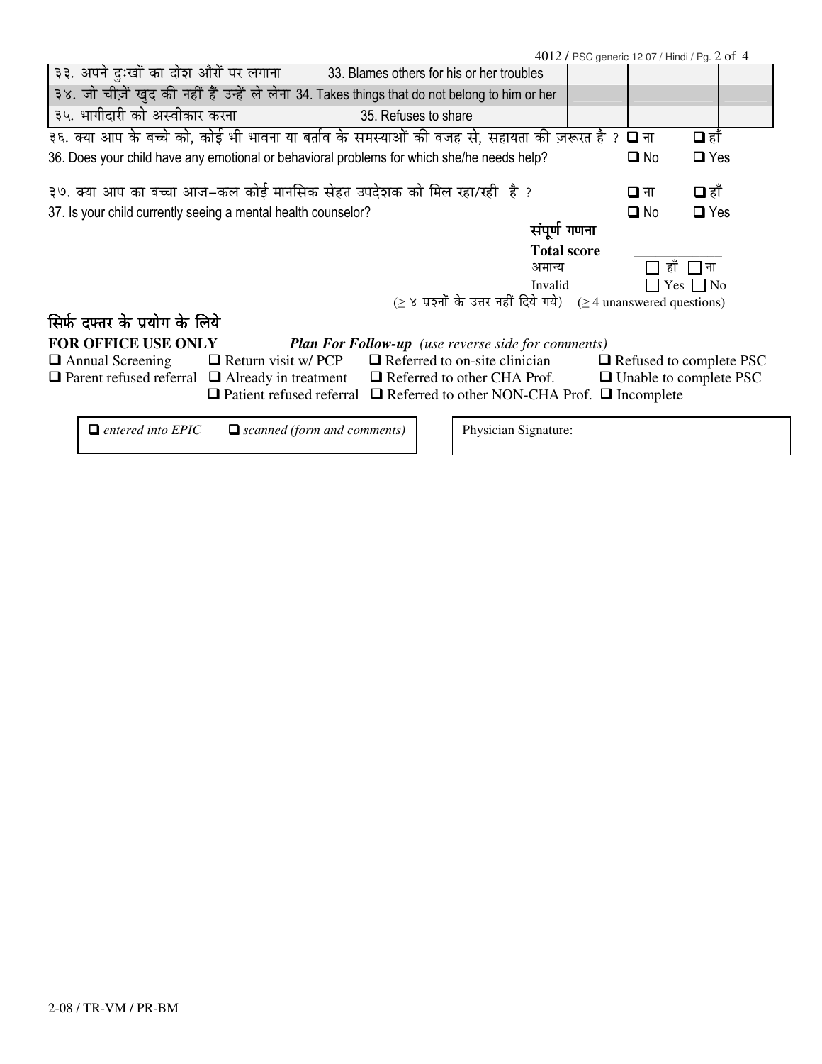| | | | | |
|---|---|---|---|---|
| ३३. अपने दुःखों का दोश औरों पर लगाना | 33. Blames others for his or her troubles | | | |
| ३४. जो चीज़ें खुद की नहीं हैं उन्हें ले लेना | 34. Takes things that do not belong to him or her | | | |
| ३५. भागीदारी को अस्वीकार करना | 35. Refuses to share | | | |

३६. क्या आप के बच्चे को, कोई भी भावना या बर्ताव के समस्याओं की वजह से, सहायता की ज़रूरत है ? ❑ ना ❑ हाँ

36. Does your child have any emotional or behavioral problems for which she/he needs help? ❑ No ❑ Yes

३७. क्या आप का बच्चा आज–कल कोई मानसिक सेहत उपदेशक को मिल रहा/रही है ? ❑ ना ❑ हाँ

37. Is your child currently seeing a mental health counselor? ❑ No ❑ Yes

संपूर्ण गणना
**Total score** ____________

अमान्य ☐ हाँ ☐ ना
Invalid ☐ Yes ☐ No
(≥ ४ प्रश्नों के उत्तर नहीं दिये गये) (≥ 4 unanswered questions)

## सिर्फ दफ्तर के प्रयोग के लिये

**FOR OFFICE USE ONLY** ***Plan For Follow-up*** *(use reverse side for comments)*

❑ Annual Screening ❑ Return visit w/ PCP ❑ Referred to on-site clinician ❑ Refused to complete PSC
❑ Parent refused referral ❑ Already in treatment ❑ Referred to other CHA Prof. ❑ Unable to complete PSC
❑ Patient refused referral ❑ Referred to other NON-CHA Prof. ❑ Incomplete

❑ *entered into EPIC* ❑ *scanned (form and comments)*

Physician Signature:

2-08 / TR-VM / PR-BM